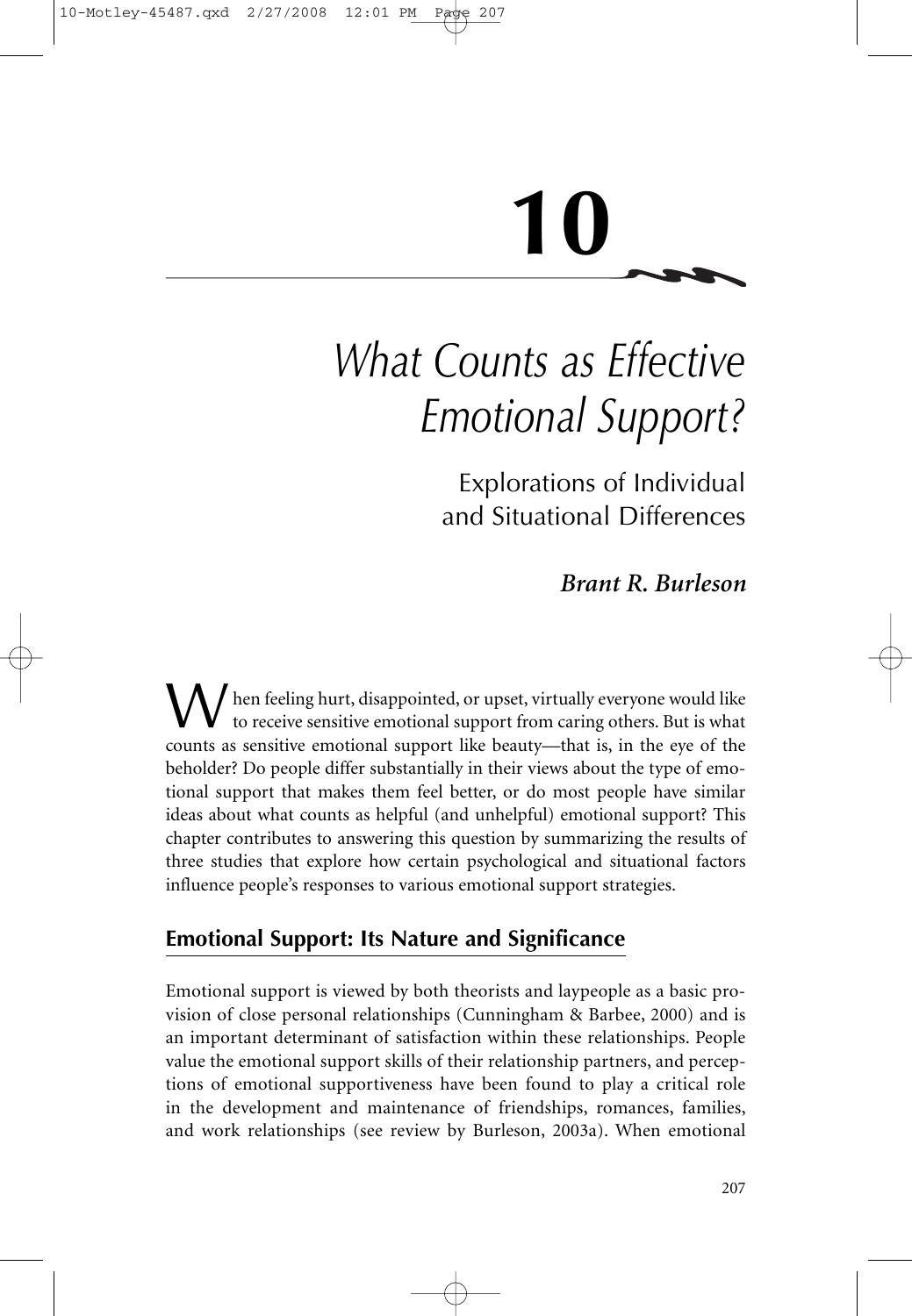# 10

# What Counts as Effective Emotional Support?

## Explorations of Individual and Situational Differences

***Brant R. Burleson***

When feeling hurt, disappointed, or upset, virtually everyone would like to receive sensitive emotional support from caring others. But is what counts as sensitive emotional support like beauty—that is, in the eye of the beholder? Do people differ substantially in their views about the type of emotional support that makes them feel better, or do most people have similar ideas about what counts as helpful (and unhelpful) emotional support? This chapter contributes to answering this question by summarizing the results of three studies that explore how certain psychological and situational factors influence people's responses to various emotional support strategies.

## Emotional Support: Its Nature and Significance

Emotional support is viewed by both theorists and laypeople as a basic provision of close personal relationships (Cunningham & Barbee, 2000) and is an important determinant of satisfaction within these relationships. People value the emotional support skills of their relationship partners, and perceptions of emotional supportiveness have been found to play a critical role in the development and maintenance of friendships, romances, families, and work relationships (see review by Burleson, 2003a). When emotional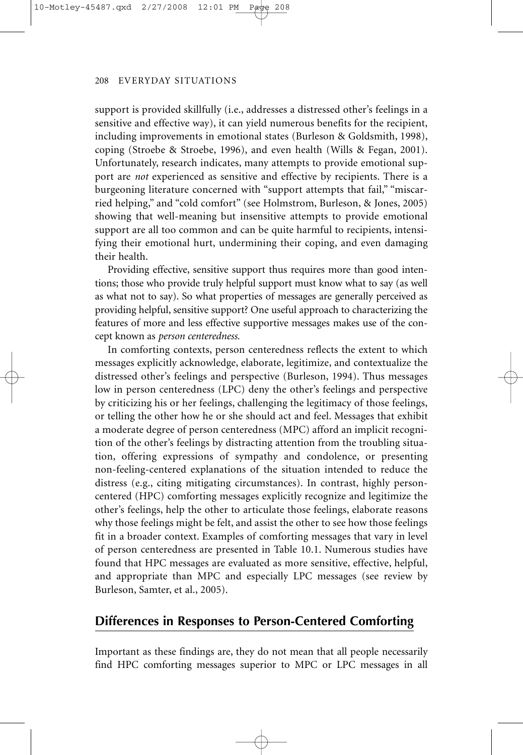support is provided skillfully (i.e., addresses a distressed other's feelings in a sensitive and effective way), it can yield numerous benefits for the recipient, including improvements in emotional states (Burleson & Goldsmith, 1998), coping (Stroebe & Stroebe, 1996), and even health (Wills & Fegan, 2001). Unfortunately, research indicates, many attempts to provide emotional support are *not* experienced as sensitive and effective by recipients. There is a burgeoning literature concerned with "support attempts that fail," "miscarried helping," and "cold comfort" (see Holmstrom, Burleson, & Jones, 2005) showing that well-meaning but insensitive attempts to provide emotional support are all too common and can be quite harmful to recipients, intensifying their emotional hurt, undermining their coping, and even damaging their health.

Providing effective, sensitive support thus requires more than good intentions; those who provide truly helpful support must know what to say (as well as what not to say). So what properties of messages are generally perceived as providing helpful, sensitive support? One useful approach to characterizing the features of more and less effective supportive messages makes use of the concept known as *person centeredness.*

In comforting contexts, person centeredness reflects the extent to which messages explicitly acknowledge, elaborate, legitimize, and contextualize the distressed other's feelings and perspective (Burleson, 1994). Thus messages low in person centeredness (LPC) deny the other's feelings and perspective by criticizing his or her feelings, challenging the legitimacy of those feelings, or telling the other how he or she should act and feel. Messages that exhibit a moderate degree of person centeredness (MPC) afford an implicit recognition of the other's feelings by distracting attention from the troubling situation, offering expressions of sympathy and condolence, or presenting non-feeling-centered explanations of the situation intended to reduce the distress (e.g., citing mitigating circumstances). In contrast, highly person-centered (HPC) comforting messages explicitly recognize and legitimize the other's feelings, help the other to articulate those feelings, elaborate reasons why those feelings might be felt, and assist the other to see how those feelings fit in a broader context. Examples of comforting messages that vary in level of person centeredness are presented in Table 10.1. Numerous studies have found that HPC messages are evaluated as more sensitive, effective, helpful, and appropriate than MPC and especially LPC messages (see review by Burleson, Samter, et al., 2005).

## Differences in Responses to Person-Centered Comforting

Important as these findings are, they do not mean that all people necessarily find HPC comforting messages superior to MPC or LPC messages in all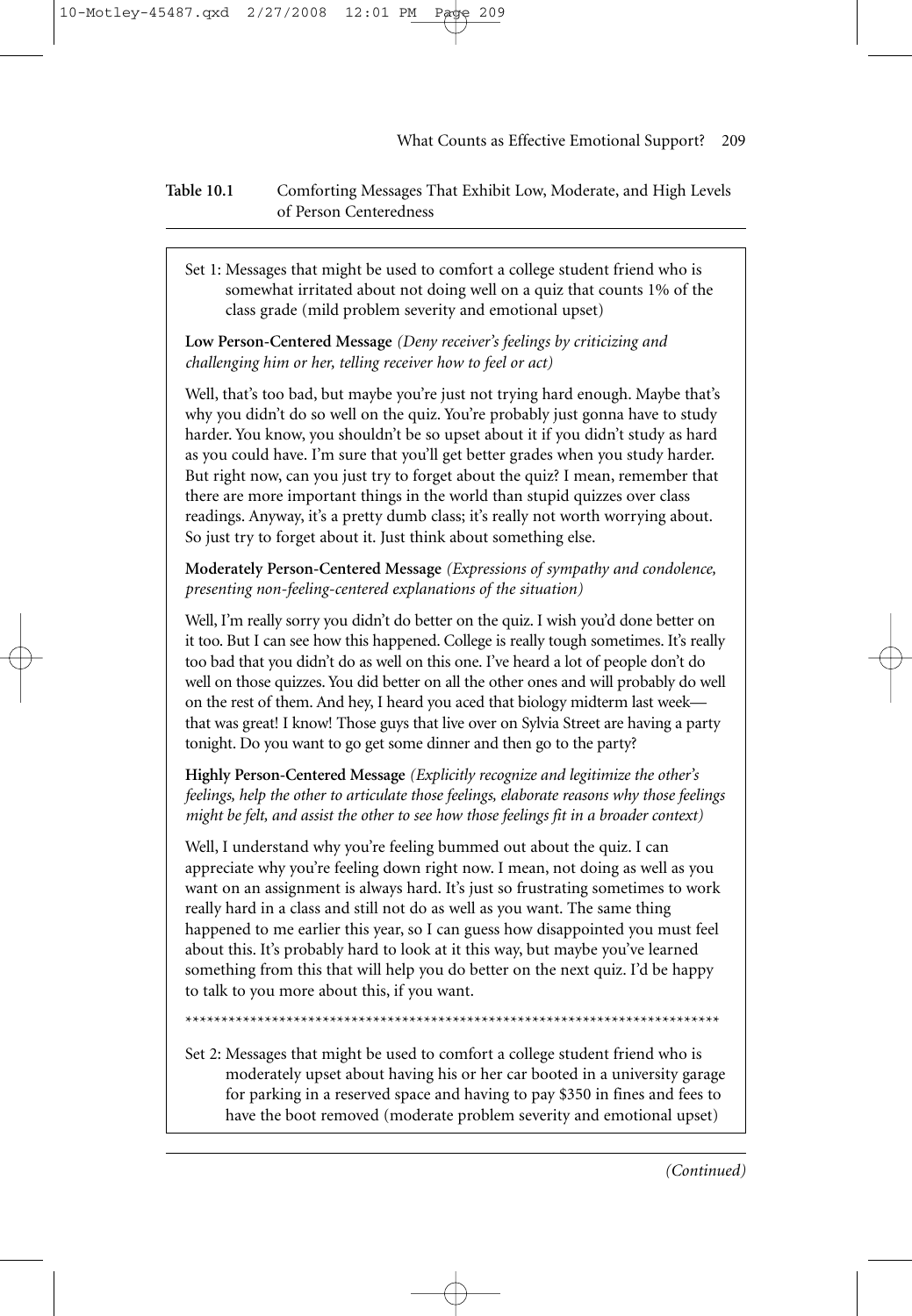**Table 10.1** Comforting Messages That Exhibit Low, Moderate, and High Levels of Person Centeredness

Set 1: Messages that might be used to comfort a college student friend who is somewhat irritated about not doing well on a quiz that counts 1% of the class grade (mild problem severity and emotional upset)

**Low Person-Centered Message** *(Deny receiver's feelings by criticizing and challenging him or her, telling receiver how to feel or act)*

Well, that's too bad, but maybe you're just not trying hard enough. Maybe that's why you didn't do so well on the quiz. You're probably just gonna have to study harder. You know, you shouldn't be so upset about it if you didn't study as hard as you could have. I'm sure that you'll get better grades when you study harder. But right now, can you just try to forget about the quiz? I mean, remember that there are more important things in the world than stupid quizzes over class readings. Anyway, it's a pretty dumb class; it's really not worth worrying about. So just try to forget about it. Just think about something else.

**Moderately Person-Centered Message** *(Expressions of sympathy and condolence, presenting non-feeling-centered explanations of the situation)*

Well, I'm really sorry you didn't do better on the quiz. I wish you'd done better on it too. But I can see how this happened. College is really tough sometimes. It's really too bad that you didn't do as well on this one. I've heard a lot of people don't do well on those quizzes. You did better on all the other ones and will probably do well on the rest of them. And hey, I heard you aced that biology midterm last week—that was great! I know! Those guys that live over on Sylvia Street are having a party tonight. Do you want to go get some dinner and then go to the party?

**Highly Person-Centered Message** *(Explicitly recognize and legitimize the other's feelings, help the other to articulate those feelings, elaborate reasons why those feelings might be felt, and assist the other to see how those feelings fit in a broader context)*

Well, I understand why you're feeling bummed out about the quiz. I can appreciate why you're feeling down right now. I mean, not doing as well as you want on an assignment is always hard. It's just so frustrating sometimes to work really hard in a class and still not do as well as you want. The same thing happened to me earlier this year, so I can guess how disappointed you must feel about this. It's probably hard to look at it this way, but maybe you've learned something from this that will help you do better on the next quiz. I'd be happy to talk to you more about this, if you want.

*************************************************************************

Set 2: Messages that might be used to comfort a college student friend who is moderately upset about having his or her car booted in a university garage for parking in a reserved space and having to pay $350 in fines and fees to have the boot removed (moderate problem severity and emotional upset)

*(Continued)*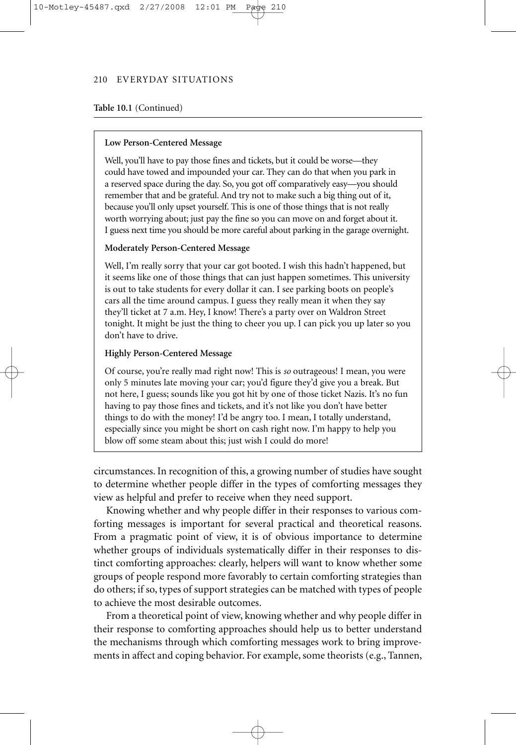**Table 10.1** (Continued)

**Low Person-Centered Message**

Well, you'll have to pay those fines and tickets, but it could be worse—they could have towed and impounded your car. They can do that when you park in a reserved space during the day. So, you got off comparatively easy—you should remember that and be grateful. And try not to make such a big thing out of it, because you'll only upset yourself. This is one of those things that is not really worth worrying about; just pay the fine so you can move on and forget about it. I guess next time you should be more careful about parking in the garage overnight.

**Moderately Person-Centered Message**

Well, I'm really sorry that your car got booted. I wish this hadn't happened, but it seems like one of those things that can just happen sometimes. This university is out to take students for every dollar it can. I see parking boots on people's cars all the time around campus. I guess they really mean it when they say they'll ticket at 7 a.m. Hey, I know! There's a party over on Waldron Street tonight. It might be just the thing to cheer you up. I can pick you up later so you don't have to drive.

**Highly Person-Centered Message**

Of course, you're really mad right now! This is *so* outrageous! I mean, you were only 5 minutes late moving your car; you'd figure they'd give you a break. But not here, I guess; sounds like you got hit by one of those ticket Nazis. It's no fun having to pay those fines and tickets, and it's not like you don't have better things to do with the money! I'd be angry too. I mean, I totally understand, especially since you might be short on cash right now. I'm happy to help you blow off some steam about this; just wish I could do more!

circumstances. In recognition of this, a growing number of studies have sought to determine whether people differ in the types of comforting messages they view as helpful and prefer to receive when they need support.

Knowing whether and why people differ in their responses to various comforting messages is important for several practical and theoretical reasons. From a pragmatic point of view, it is of obvious importance to determine whether groups of individuals systematically differ in their responses to distinct comforting approaches: clearly, helpers will want to know whether some groups of people respond more favorably to certain comforting strategies than do others; if so, types of support strategies can be matched with types of people to achieve the most desirable outcomes.

From a theoretical point of view, knowing whether and why people differ in their response to comforting approaches should help us to better understand the mechanisms through which comforting messages work to bring improvements in affect and coping behavior. For example, some theorists (e.g., Tannen,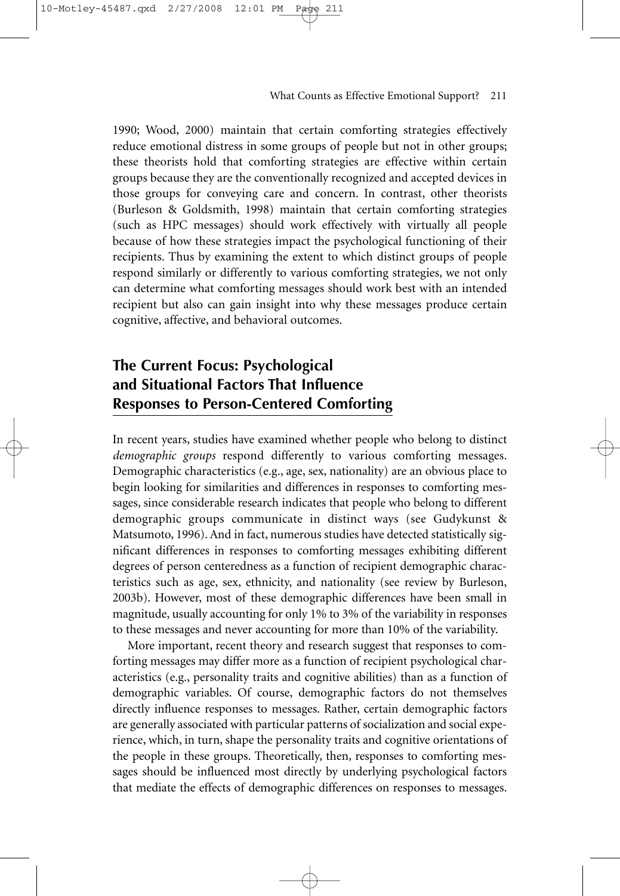1990; Wood, 2000) maintain that certain comforting strategies effectively reduce emotional distress in some groups of people but not in other groups; these theorists hold that comforting strategies are effective within certain groups because they are the conventionally recognized and accepted devices in those groups for conveying care and concern. In contrast, other theorists (Burleson & Goldsmith, 1998) maintain that certain comforting strategies (such as HPC messages) should work effectively with virtually all people because of how these strategies impact the psychological functioning of their recipients. Thus by examining the extent to which distinct groups of people respond similarly or differently to various comforting strategies, we not only can determine what comforting messages should work best with an intended recipient but also can gain insight into why these messages produce certain cognitive, affective, and behavioral outcomes.

## The Current Focus: Psychological and Situational Factors That Influence Responses to Person-Centered Comforting

In recent years, studies have examined whether people who belong to distinct *demographic groups* respond differently to various comforting messages. Demographic characteristics (e.g., age, sex, nationality) are an obvious place to begin looking for similarities and differences in responses to comforting messages, since considerable research indicates that people who belong to different demographic groups communicate in distinct ways (see Gudykunst & Matsumoto, 1996). And in fact, numerous studies have detected statistically significant differences in responses to comforting messages exhibiting different degrees of person centeredness as a function of recipient demographic characteristics such as age, sex, ethnicity, and nationality (see review by Burleson, 2003b). However, most of these demographic differences have been small in magnitude, usually accounting for only 1% to 3% of the variability in responses to these messages and never accounting for more than 10% of the variability.

More important, recent theory and research suggest that responses to comforting messages may differ more as a function of recipient psychological characteristics (e.g., personality traits and cognitive abilities) than as a function of demographic variables. Of course, demographic factors do not themselves directly influence responses to messages. Rather, certain demographic factors are generally associated with particular patterns of socialization and social experience, which, in turn, shape the personality traits and cognitive orientations of the people in these groups. Theoretically, then, responses to comforting messages should be influenced most directly by underlying psychological factors that mediate the effects of demographic differences on responses to messages.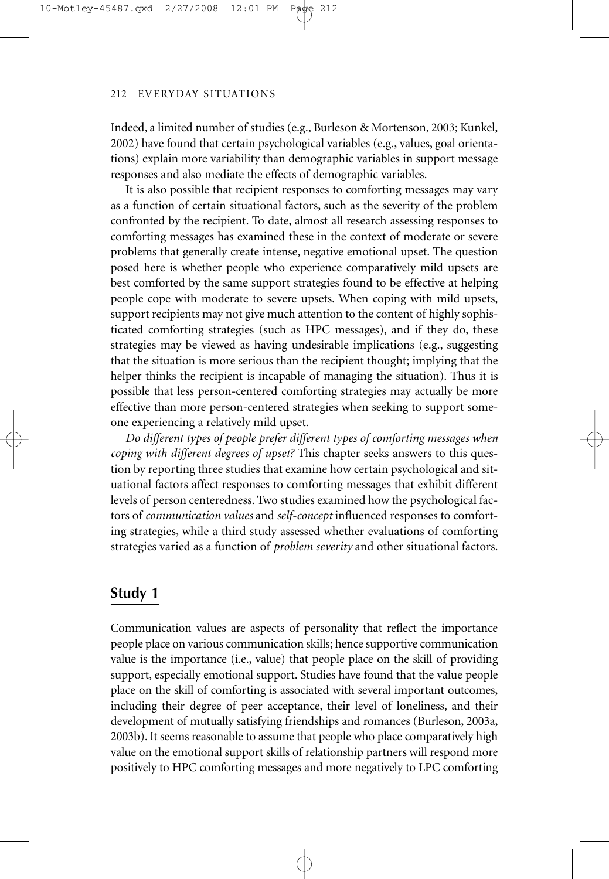Indeed, a limited number of studies (e.g., Burleson & Mortenson, 2003; Kunkel, 2002) have found that certain psychological variables (e.g., values, goal orientations) explain more variability than demographic variables in support message responses and also mediate the effects of demographic variables.

It is also possible that recipient responses to comforting messages may vary as a function of certain situational factors, such as the severity of the problem confronted by the recipient. To date, almost all research assessing responses to comforting messages has examined these in the context of moderate or severe problems that generally create intense, negative emotional upset. The question posed here is whether people who experience comparatively mild upsets are best comforted by the same support strategies found to be effective at helping people cope with moderate to severe upsets. When coping with mild upsets, support recipients may not give much attention to the content of highly sophisticated comforting strategies (such as HPC messages), and if they do, these strategies may be viewed as having undesirable implications (e.g., suggesting that the situation is more serious than the recipient thought; implying that the helper thinks the recipient is incapable of managing the situation). Thus it is possible that less person-centered comforting strategies may actually be more effective than more person-centered strategies when seeking to support someone experiencing a relatively mild upset.

*Do different types of people prefer different types of comforting messages when coping with different degrees of upset?* This chapter seeks answers to this question by reporting three studies that examine how certain psychological and situational factors affect responses to comforting messages that exhibit different levels of person centeredness. Two studies examined how the psychological factors of *communication values* and *self-concept* influenced responses to comforting strategies, while a third study assessed whether evaluations of comforting strategies varied as a function of *problem severity* and other situational factors.

## Study 1

Communication values are aspects of personality that reflect the importance people place on various communication skills; hence supportive communication value is the importance (i.e., value) that people place on the skill of providing support, especially emotional support. Studies have found that the value people place on the skill of comforting is associated with several important outcomes, including their degree of peer acceptance, their level of loneliness, and their development of mutually satisfying friendships and romances (Burleson, 2003a, 2003b). It seems reasonable to assume that people who place comparatively high value on the emotional support skills of relationship partners will respond more positively to HPC comforting messages and more negatively to LPC comforting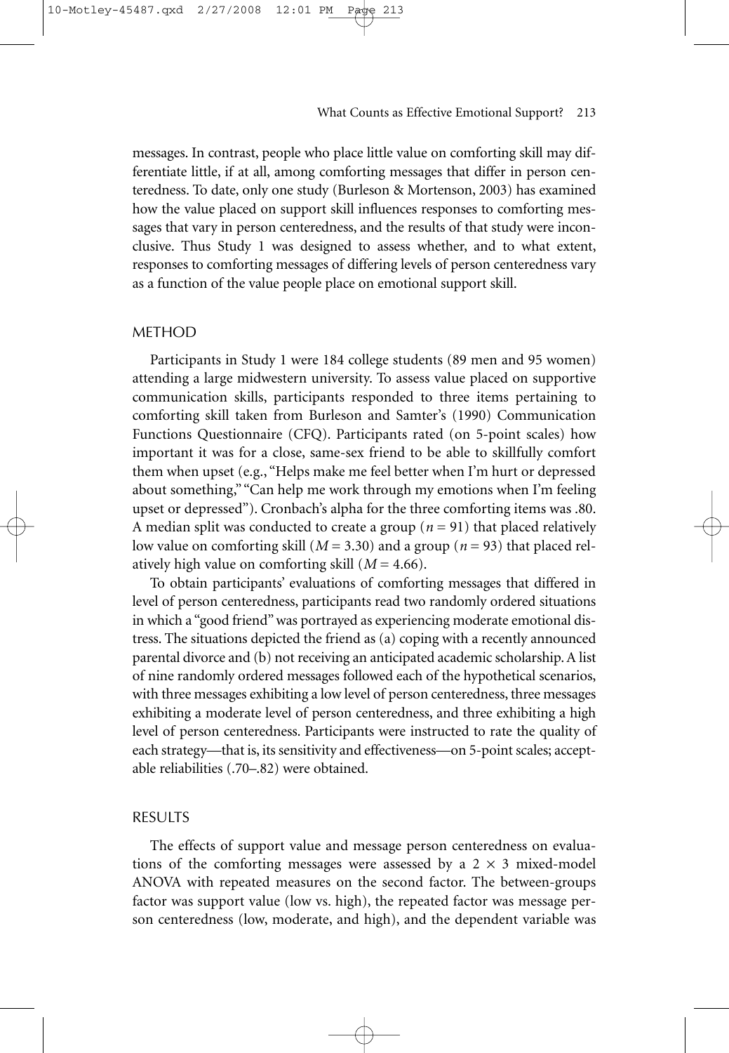messages. In contrast, people who place little value on comforting skill may differentiate little, if at all, among comforting messages that differ in person centeredness. To date, only one study (Burleson & Mortenson, 2003) has examined how the value placed on support skill influences responses to comforting messages that vary in person centeredness, and the results of that study were inconclusive. Thus Study 1 was designed to assess whether, and to what extent, responses to comforting messages of differing levels of person centeredness vary as a function of the value people place on emotional support skill.

## METHOD

Participants in Study 1 were 184 college students (89 men and 95 women) attending a large midwestern university. To assess value placed on supportive communication skills, participants responded to three items pertaining to comforting skill taken from Burleson and Samter's (1990) Communication Functions Questionnaire (CFQ). Participants rated (on 5-point scales) how important it was for a close, same-sex friend to be able to skillfully comfort them when upset (e.g., "Helps make me feel better when I'm hurt or depressed about something," "Can help me work through my emotions when I'm feeling upset or depressed"). Cronbach's alpha for the three comforting items was .80. A median split was conducted to create a group ($n = 91$) that placed relatively low value on comforting skill ($M = 3.30$) and a group ($n = 93$) that placed relatively high value on comforting skill ($M = 4.66$).

To obtain participants' evaluations of comforting messages that differed in level of person centeredness, participants read two randomly ordered situations in which a "good friend" was portrayed as experiencing moderate emotional distress. The situations depicted the friend as (a) coping with a recently announced parental divorce and (b) not receiving an anticipated academic scholarship. A list of nine randomly ordered messages followed each of the hypothetical scenarios, with three messages exhibiting a low level of person centeredness, three messages exhibiting a moderate level of person centeredness, and three exhibiting a high level of person centeredness. Participants were instructed to rate the quality of each strategy—that is, its sensitivity and effectiveness—on 5-point scales; acceptable reliabilities (.70–.82) were obtained.

## RESULTS

The effects of support value and message person centeredness on evaluations of the comforting messages were assessed by a $2 \times 3$ mixed-model ANOVA with repeated measures on the second factor. The between-groups factor was support value (low vs. high), the repeated factor was message person centeredness (low, moderate, and high), and the dependent variable was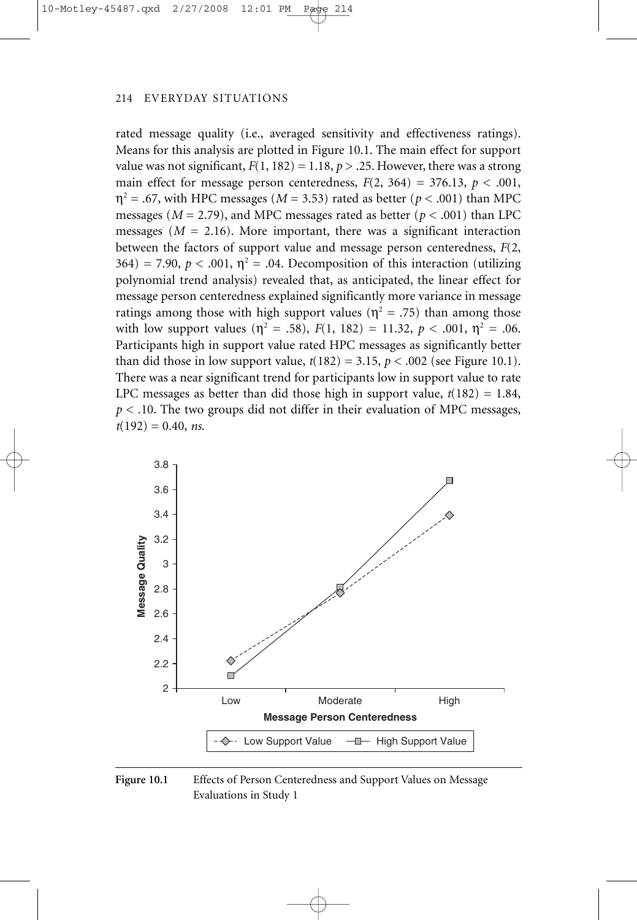rated message quality (i.e., averaged sensitivity and effectiveness ratings). Means for this analysis are plotted in Figure 10.1. The main effect for support value was not significant, $F(1, 182) = 1.18$, $p > .25$. However, there was a strong main effect for message person centeredness, $F(2, 364) = 376.13$, $p < .001$, $\eta^2 = .67$, with HPC messages ($M = 3.53$) rated as better ($p < .001$) than MPC messages ($M = 2.79$), and MPC messages rated as better ($p < .001$) than LPC messages ($M = 2.16$). More important, there was a significant interaction between the factors of support value and message person centeredness, $F(2, 364) = 7.90$, $p < .001$, $\eta^2 = .04$. Decomposition of this interaction (utilizing polynomial trend analysis) revealed that, as anticipated, the linear effect for message person centeredness explained significantly more variance in message ratings among those with high support values ($\eta^2 = .75$) than among those with low support values ($\eta^2 = .58$), $F(1, 182) = 11.32$, $p < .001$, $\eta^2 = .06$. Participants high in support value rated HPC messages as significantly better than did those in low support value, $t(182) = 3.15$, $p < .002$ (see Figure 10.1). There was a near significant trend for participants low in support value to rate LPC messages as better than did those high in support value, $t(182) = 1.84$, $p < .10$. The two groups did not differ in their evaluation of MPC messages, $t(192) = 0.40$, *ns*.

**Figure 10.1** Effects of Person Centeredness and Support Values on Message Evaluations in Study 1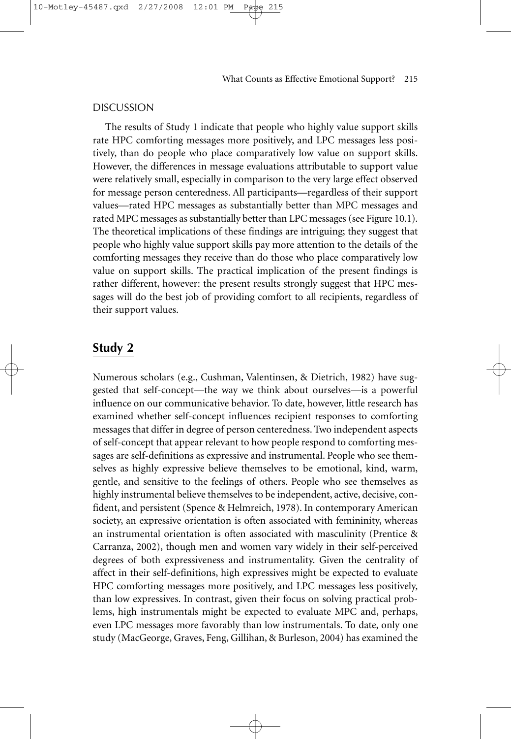## DISCUSSION

The results of Study 1 indicate that people who highly value support skills rate HPC comforting messages more positively, and LPC messages less positively, than do people who place comparatively low value on support skills. However, the differences in message evaluations attributable to support value were relatively small, especially in comparison to the very large effect observed for message person centeredness. All participants—regardless of their support values—rated HPC messages as substantially better than MPC messages and rated MPC messages as substantially better than LPC messages (see Figure 10.1). The theoretical implications of these findings are intriguing; they suggest that people who highly value support skills pay more attention to the details of the comforting messages they receive than do those who place comparatively low value on support skills. The practical implication of the present findings is rather different, however: the present results strongly suggest that HPC messages will do the best job of providing comfort to all recipients, regardless of their support values.

## Study 2

Numerous scholars (e.g., Cushman, Valentinsen, & Dietrich, 1982) have suggested that self-concept—the way we think about ourselves—is a powerful influence on our communicative behavior. To date, however, little research has examined whether self-concept influences recipient responses to comforting messages that differ in degree of person centeredness. Two independent aspects of self-concept that appear relevant to how people respond to comforting messages are self-definitions as expressive and instrumental. People who see themselves as highly expressive believe themselves to be emotional, kind, warm, gentle, and sensitive to the feelings of others. People who see themselves as highly instrumental believe themselves to be independent, active, decisive, confident, and persistent (Spence & Helmreich, 1978). In contemporary American society, an expressive orientation is often associated with femininity, whereas an instrumental orientation is often associated with masculinity (Prentice & Carranza, 2002), though men and women vary widely in their self-perceived degrees of both expressiveness and instrumentality. Given the centrality of affect in their self-definitions, high expressives might be expected to evaluate HPC comforting messages more positively, and LPC messages less positively, than low expressives. In contrast, given their focus on solving practical problems, high instrumentals might be expected to evaluate MPC and, perhaps, even LPC messages more favorably than low instrumentals. To date, only one study (MacGeorge, Graves, Feng, Gillihan, & Burleson, 2004) has examined the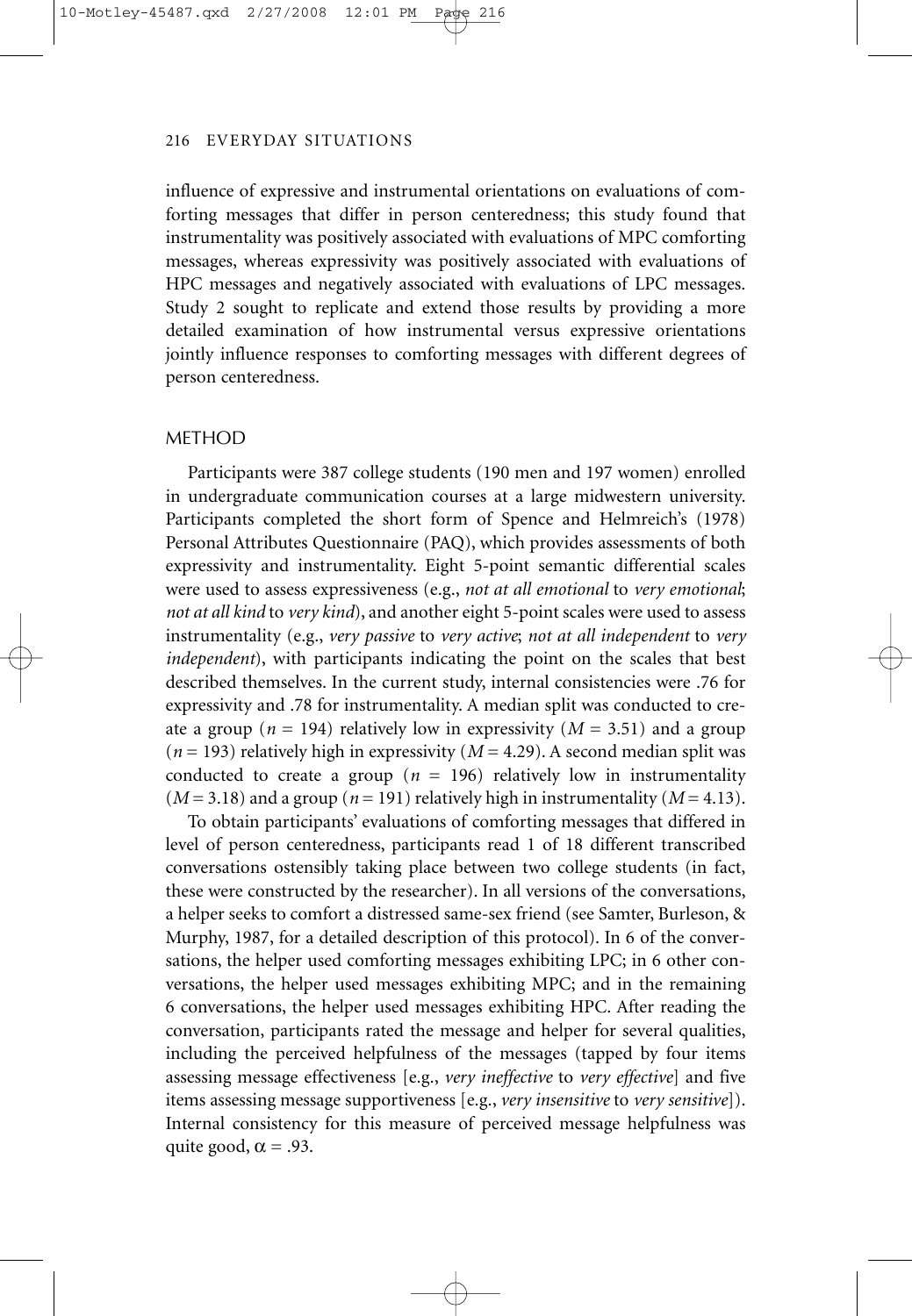influence of expressive and instrumental orientations on evaluations of comforting messages that differ in person centeredness; this study found that instrumentality was positively associated with evaluations of MPC comforting messages, whereas expressivity was positively associated with evaluations of HPC messages and negatively associated with evaluations of LPC messages. Study 2 sought to replicate and extend those results by providing a more detailed examination of how instrumental versus expressive orientations jointly influence responses to comforting messages with different degrees of person centeredness.

## METHOD

Participants were 387 college students (190 men and 197 women) enrolled in undergraduate communication courses at a large midwestern university. Participants completed the short form of Spence and Helmreich's (1978) Personal Attributes Questionnaire (PAQ), which provides assessments of both expressivity and instrumentality. Eight 5-point semantic differential scales were used to assess expressiveness (e.g., *not at all emotional* to *very emotional*; *not at all kind* to *very kind*), and another eight 5-point scales were used to assess instrumentality (e.g., *very passive* to *very active*; *not at all independent* to *very independent*), with participants indicating the point on the scales that best described themselves. In the current study, internal consistencies were .76 for expressivity and .78 for instrumentality. A median split was conducted to create a group ($n$ = 194) relatively low in expressivity ($M$ = 3.51) and a group ($n$ = 193) relatively high in expressivity ($M$ = 4.29). A second median split was conducted to create a group ($n$ = 196) relatively low in instrumentality ($M$ = 3.18) and a group ($n$ = 191) relatively high in instrumentality ($M$ = 4.13).

To obtain participants' evaluations of comforting messages that differed in level of person centeredness, participants read 1 of 18 different transcribed conversations ostensibly taking place between two college students (in fact, these were constructed by the researcher). In all versions of the conversations, a helper seeks to comfort a distressed same-sex friend (see Samter, Burleson, & Murphy, 1987, for a detailed description of this protocol). In 6 of the conversations, the helper used comforting messages exhibiting LPC; in 6 other conversations, the helper used messages exhibiting MPC; and in the remaining 6 conversations, the helper used messages exhibiting HPC. After reading the conversation, participants rated the message and helper for several qualities, including the perceived helpfulness of the messages (tapped by four items assessing message effectiveness [e.g., *very ineffective* to *very effective*] and five items assessing message supportiveness [e.g., *very insensitive* to *very sensitive*]). Internal consistency for this measure of perceived message helpfulness was quite good, $\alpha = .93$.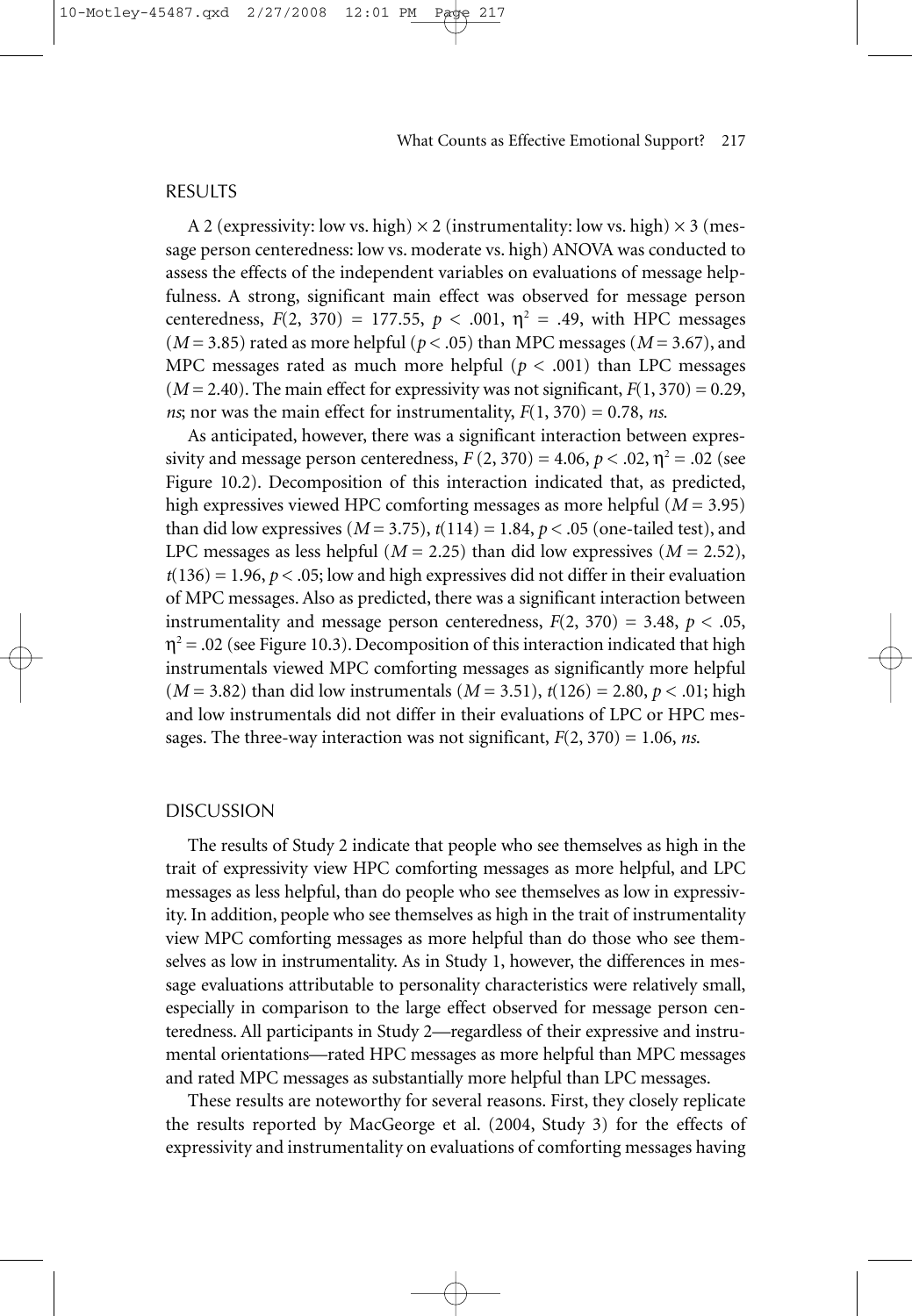## RESULTS

A 2 (expressivity: low vs. high) × 2 (instrumentality: low vs. high) × 3 (message person centeredness: low vs. moderate vs. high) ANOVA was conducted to assess the effects of the independent variables on evaluations of message helpfulness. A strong, significant main effect was observed for message person centeredness, $F(2, 370) = 177.55$, $p < .001$, $\eta^2 = .49$, with HPC messages ($M = 3.85$) rated as more helpful ($p < .05$) than MPC messages ($M = 3.67$), and MPC messages rated as much more helpful ($p < .001$) than LPC messages ($M = 2.40$). The main effect for expressivity was not significant, $F(1, 370) = 0.29$, *ns*; nor was the main effect for instrumentality, $F(1, 370) = 0.78$, *ns*.

As anticipated, however, there was a significant interaction between expressivity and message person centeredness, $F(2, 370) = 4.06$, $p < .02$, $\eta^2 = .02$ (see Figure 10.2). Decomposition of this interaction indicated that, as predicted, high expressives viewed HPC comforting messages as more helpful ($M = 3.95$) than did low expressives ($M = 3.75$), $t(114) = 1.84$, $p < .05$ (one-tailed test), and LPC messages as less helpful ($M = 2.25$) than did low expressives ($M = 2.52$), $t(136) = 1.96$, $p < .05$; low and high expressives did not differ in their evaluation of MPC messages. Also as predicted, there was a significant interaction between instrumentality and message person centeredness, $F(2, 370) = 3.48$, $p < .05$, $\eta^2 = .02$ (see Figure 10.3). Decomposition of this interaction indicated that high instrumentals viewed MPC comforting messages as significantly more helpful ($M = 3.82$) than did low instrumentals ($M = 3.51$), $t(126) = 2.80$, $p < .01$; high and low instrumentals did not differ in their evaluations of LPC or HPC messages. The three-way interaction was not significant, $F(2, 370) = 1.06$, *ns*.

## DISCUSSION

The results of Study 2 indicate that people who see themselves as high in the trait of expressivity view HPC comforting messages as more helpful, and LPC messages as less helpful, than do people who see themselves as low in expressivity. In addition, people who see themselves as high in the trait of instrumentality view MPC comforting messages as more helpful than do those who see themselves as low in instrumentality. As in Study 1, however, the differences in message evaluations attributable to personality characteristics were relatively small, especially in comparison to the large effect observed for message person centeredness. All participants in Study 2—regardless of their expressive and instrumental orientations—rated HPC messages as more helpful than MPC messages and rated MPC messages as substantially more helpful than LPC messages.

These results are noteworthy for several reasons. First, they closely replicate the results reported by MacGeorge et al. (2004, Study 3) for the effects of expressivity and instrumentality on evaluations of comforting messages having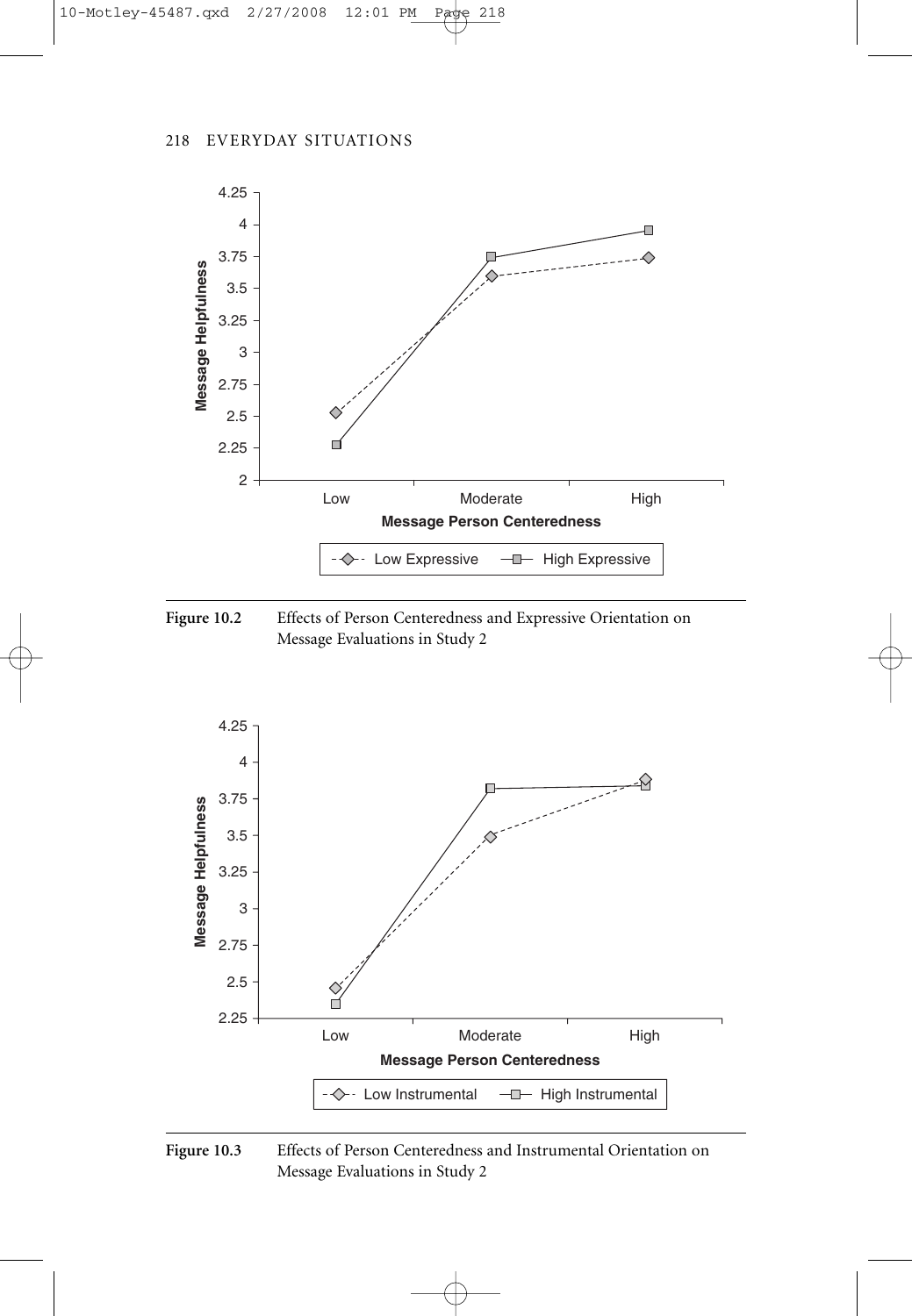**Figure 10.2** Effects of Person Centeredness and Expressive Orientation on Message Evaluations in Study 2

**Figure 10.3** Effects of Person Centeredness and Instrumental Orientation on Message Evaluations in Study 2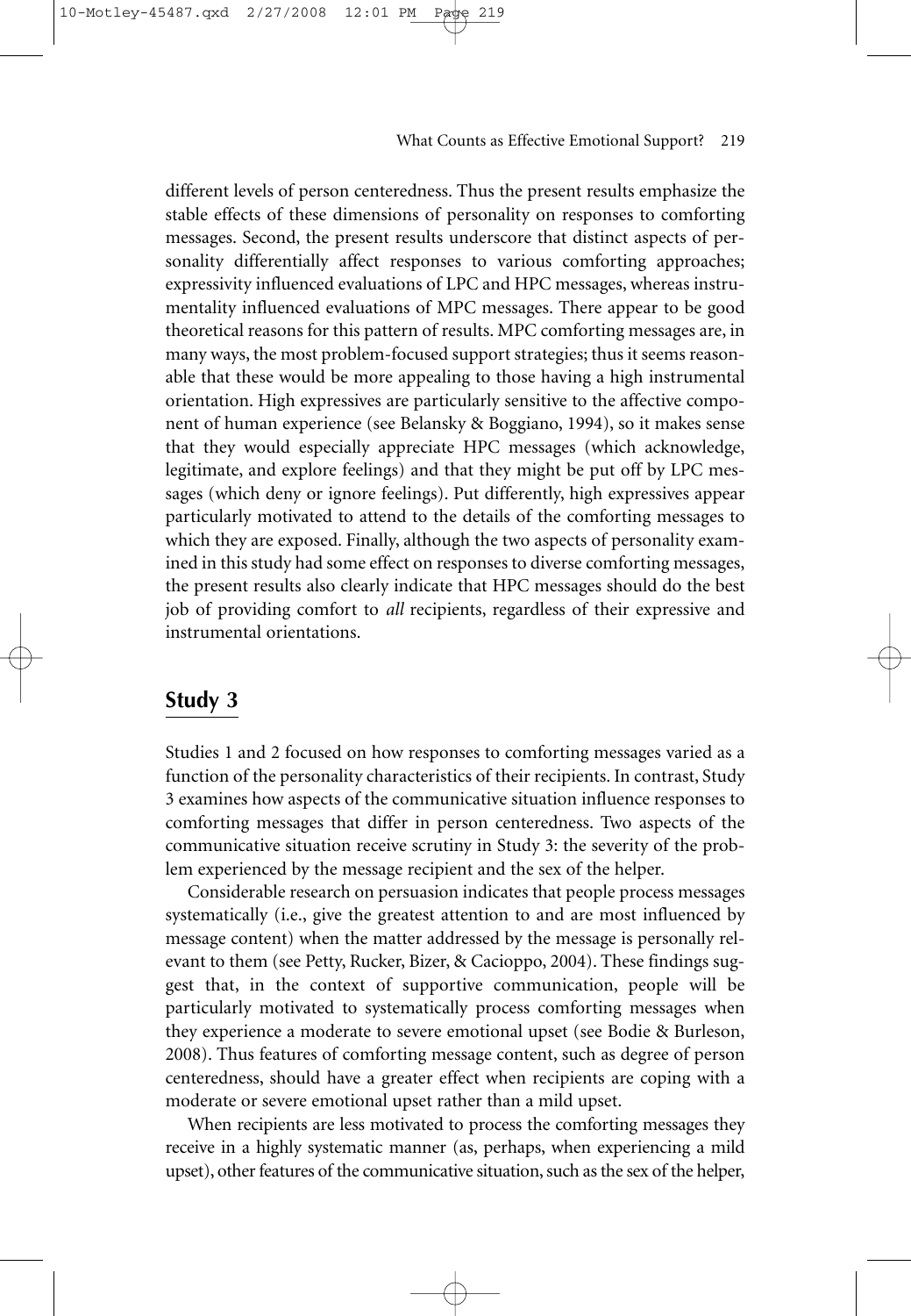different levels of person centeredness. Thus the present results emphasize the stable effects of these dimensions of personality on responses to comforting messages. Second, the present results underscore that distinct aspects of personality differentially affect responses to various comforting approaches; expressivity influenced evaluations of LPC and HPC messages, whereas instrumentality influenced evaluations of MPC messages. There appear to be good theoretical reasons for this pattern of results. MPC comforting messages are, in many ways, the most problem-focused support strategies; thus it seems reasonable that these would be more appealing to those having a high instrumental orientation. High expressives are particularly sensitive to the affective component of human experience (see Belansky & Boggiano, 1994), so it makes sense that they would especially appreciate HPC messages (which acknowledge, legitimate, and explore feelings) and that they might be put off by LPC messages (which deny or ignore feelings). Put differently, high expressives appear particularly motivated to attend to the details of the comforting messages to which they are exposed. Finally, although the two aspects of personality examined in this study had some effect on responses to diverse comforting messages, the present results also clearly indicate that HPC messages should do the best job of providing comfort to *all* recipients, regardless of their expressive and instrumental orientations.

## Study 3

Studies 1 and 2 focused on how responses to comforting messages varied as a function of the personality characteristics of their recipients. In contrast, Study 3 examines how aspects of the communicative situation influence responses to comforting messages that differ in person centeredness. Two aspects of the communicative situation receive scrutiny in Study 3: the severity of the problem experienced by the message recipient and the sex of the helper.

Considerable research on persuasion indicates that people process messages systematically (i.e., give the greatest attention to and are most influenced by message content) when the matter addressed by the message is personally relevant to them (see Petty, Rucker, Bizer, & Cacioppo, 2004). These findings suggest that, in the context of supportive communication, people will be particularly motivated to systematically process comforting messages when they experience a moderate to severe emotional upset (see Bodie & Burleson, 2008). Thus features of comforting message content, such as degree of person centeredness, should have a greater effect when recipients are coping with a moderate or severe emotional upset rather than a mild upset.

When recipients are less motivated to process the comforting messages they receive in a highly systematic manner (as, perhaps, when experiencing a mild upset), other features of the communicative situation, such as the sex of the helper,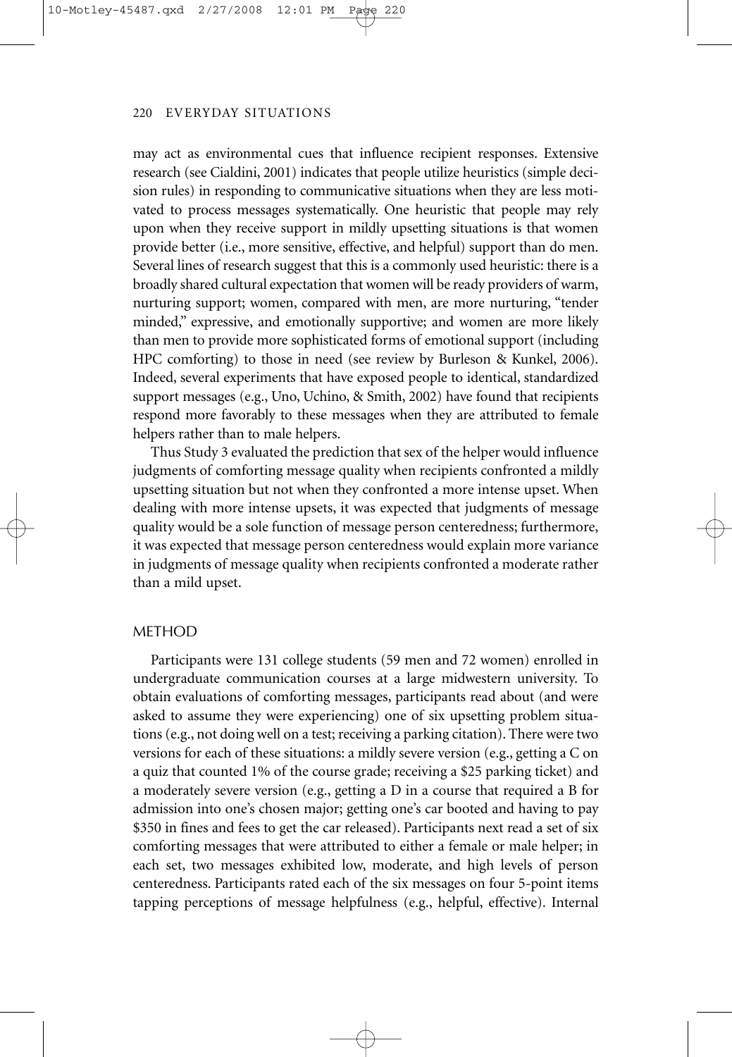may act as environmental cues that influence recipient responses. Extensive research (see Cialdini, 2001) indicates that people utilize heuristics (simple decision rules) in responding to communicative situations when they are less motivated to process messages systematically. One heuristic that people may rely upon when they receive support in mildly upsetting situations is that women provide better (i.e., more sensitive, effective, and helpful) support than do men. Several lines of research suggest that this is a commonly used heuristic: there is a broadly shared cultural expectation that women will be ready providers of warm, nurturing support; women, compared with men, are more nurturing, "tender minded," expressive, and emotionally supportive; and women are more likely than men to provide more sophisticated forms of emotional support (including HPC comforting) to those in need (see review by Burleson & Kunkel, 2006). Indeed, several experiments that have exposed people to identical, standardized support messages (e.g., Uno, Uchino, & Smith, 2002) have found that recipients respond more favorably to these messages when they are attributed to female helpers rather than to male helpers.

Thus Study 3 evaluated the prediction that sex of the helper would influence judgments of comforting message quality when recipients confronted a mildly upsetting situation but not when they confronted a more intense upset. When dealing with more intense upsets, it was expected that judgments of message quality would be a sole function of message person centeredness; furthermore, it was expected that message person centeredness would explain more variance in judgments of message quality when recipients confronted a moderate rather than a mild upset.

## METHOD

Participants were 131 college students (59 men and 72 women) enrolled in undergraduate communication courses at a large midwestern university. To obtain evaluations of comforting messages, participants read about (and were asked to assume they were experiencing) one of six upsetting problem situations (e.g., not doing well on a test; receiving a parking citation). There were two versions for each of these situations: a mildly severe version (e.g., getting a C on a quiz that counted 1% of the course grade; receiving a $25 parking ticket) and a moderately severe version (e.g., getting a D in a course that required a B for admission into one's chosen major; getting one's car booted and having to pay $350 in fines and fees to get the car released). Participants next read a set of six comforting messages that were attributed to either a female or male helper; in each set, two messages exhibited low, moderate, and high levels of person centeredness. Participants rated each of the six messages on four 5-point items tapping perceptions of message helpfulness (e.g., helpful, effective). Internal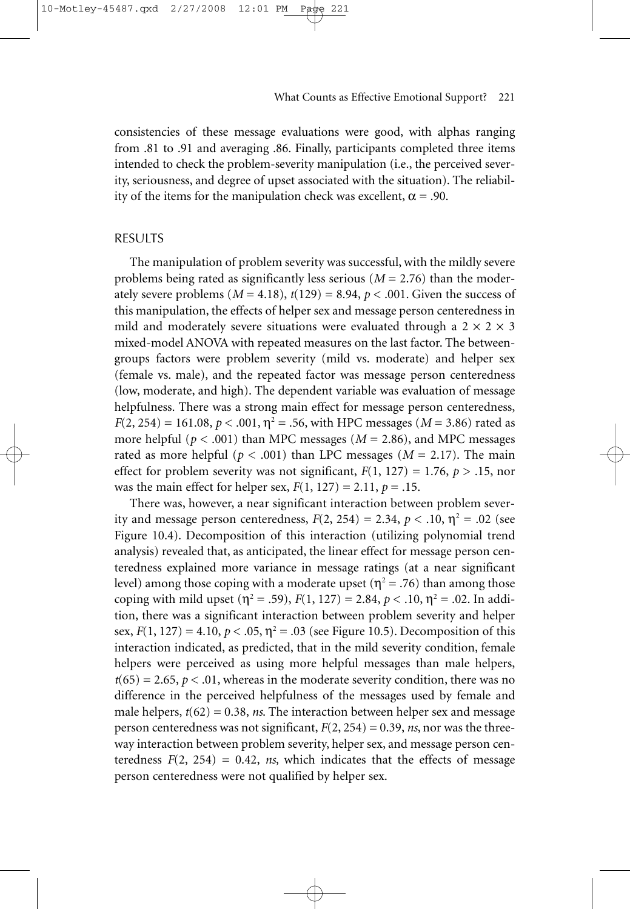consistencies of these message evaluations were good, with alphas ranging from .81 to .91 and averaging .86. Finally, participants completed three items intended to check the problem-severity manipulation (i.e., the perceived severity, seriousness, and degree of upset associated with the situation). The reliability of the items for the manipulation check was excellent, $\alpha = .90$.

## RESULTS

The manipulation of problem severity was successful, with the mildly severe problems being rated as significantly less serious ($M = 2.76$) than the moderately severe problems ($M = 4.18$), $t(129) = 8.94$, $p < .001$. Given the success of this manipulation, the effects of helper sex and message person centeredness in mild and moderately severe situations were evaluated through a $2 \times 2 \times 3$ mixed-model ANOVA with repeated measures on the last factor. The between-groups factors were problem severity (mild vs. moderate) and helper sex (female vs. male), and the repeated factor was message person centeredness (low, moderate, and high). The dependent variable was evaluation of message helpfulness. There was a strong main effect for message person centeredness, $F(2, 254) = 161.08$, $p < .001$, $\eta^2 = .56$, with HPC messages ($M = 3.86$) rated as more helpful ($p < .001$) than MPC messages ($M = 2.86$), and MPC messages rated as more helpful ($p < .001$) than LPC messages ($M = 2.17$). The main effect for problem severity was not significant, $F(1, 127) = 1.76$, $p > .15$, nor was the main effect for helper sex, $F(1, 127) = 2.11$, $p = .15$.

There was, however, a near significant interaction between problem severity and message person centeredness, $F(2, 254) = 2.34$, $p < .10$, $\eta^2 = .02$ (see Figure 10.4). Decomposition of this interaction (utilizing polynomial trend analysis) revealed that, as anticipated, the linear effect for message person centeredness explained more variance in message ratings (at a near significant level) among those coping with a moderate upset ($\eta^2 = .76$) than among those coping with mild upset ($\eta^2 = .59$), $F(1, 127) = 2.84$, $p < .10$, $\eta^2 = .02$. In addition, there was a significant interaction between problem severity and helper sex, $F(1, 127) = 4.10$, $p < .05$, $\eta^2 = .03$ (see Figure 10.5). Decomposition of this interaction indicated, as predicted, that in the mild severity condition, female helpers were perceived as using more helpful messages than male helpers, $t(65) = 2.65$, $p < .01$, whereas in the moderate severity condition, there was no difference in the perceived helpfulness of the messages used by female and male helpers, $t(62) = 0.38$, *ns*. The interaction between helper sex and message person centeredness was not significant, $F(2, 254) = 0.39$, *ns*, nor was the three-way interaction between problem severity, helper sex, and message person centeredness $F(2, 254) = 0.42$, *ns*, which indicates that the effects of message person centeredness were not qualified by helper sex.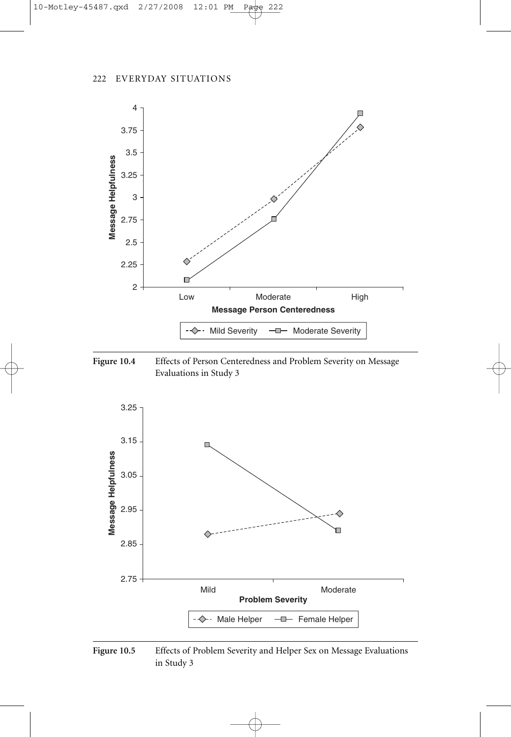Figure 10.4 Effects of Person Centeredness and Problem Severity on Message Evaluations in Study 3

Figure 10.5 Effects of Problem Severity and Helper Sex on Message Evaluations in Study 3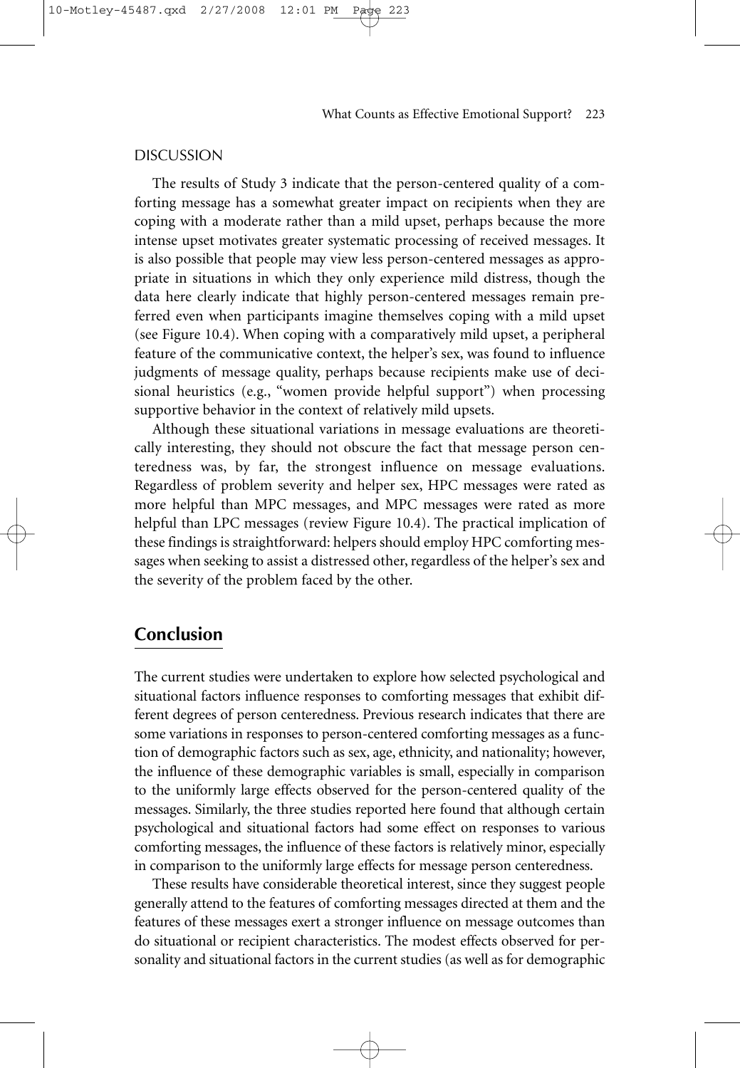### DISCUSSION

The results of Study 3 indicate that the person-centered quality of a comforting message has a somewhat greater impact on recipients when they are coping with a moderate rather than a mild upset, perhaps because the more intense upset motivates greater systematic processing of received messages. It is also possible that people may view less person-centered messages as appropriate in situations in which they only experience mild distress, though the data here clearly indicate that highly person-centered messages remain preferred even when participants imagine themselves coping with a mild upset (see Figure 10.4). When coping with a comparatively mild upset, a peripheral feature of the communicative context, the helper's sex, was found to influence judgments of message quality, perhaps because recipients make use of decisional heuristics (e.g., "women provide helpful support") when processing supportive behavior in the context of relatively mild upsets.

Although these situational variations in message evaluations are theoretically interesting, they should not obscure the fact that message person centeredness was, by far, the strongest influence on message evaluations. Regardless of problem severity and helper sex, HPC messages were rated as more helpful than MPC messages, and MPC messages were rated as more helpful than LPC messages (review Figure 10.4). The practical implication of these findings is straightforward: helpers should employ HPC comforting messages when seeking to assist a distressed other, regardless of the helper's sex and the severity of the problem faced by the other.

## Conclusion

The current studies were undertaken to explore how selected psychological and situational factors influence responses to comforting messages that exhibit different degrees of person centeredness. Previous research indicates that there are some variations in responses to person-centered comforting messages as a function of demographic factors such as sex, age, ethnicity, and nationality; however, the influence of these demographic variables is small, especially in comparison to the uniformly large effects observed for the person-centered quality of the messages. Similarly, the three studies reported here found that although certain psychological and situational factors had some effect on responses to various comforting messages, the influence of these factors is relatively minor, especially in comparison to the uniformly large effects for message person centeredness.

These results have considerable theoretical interest, since they suggest people generally attend to the features of comforting messages directed at them and the features of these messages exert a stronger influence on message outcomes than do situational or recipient characteristics. The modest effects observed for personality and situational factors in the current studies (as well as for demographic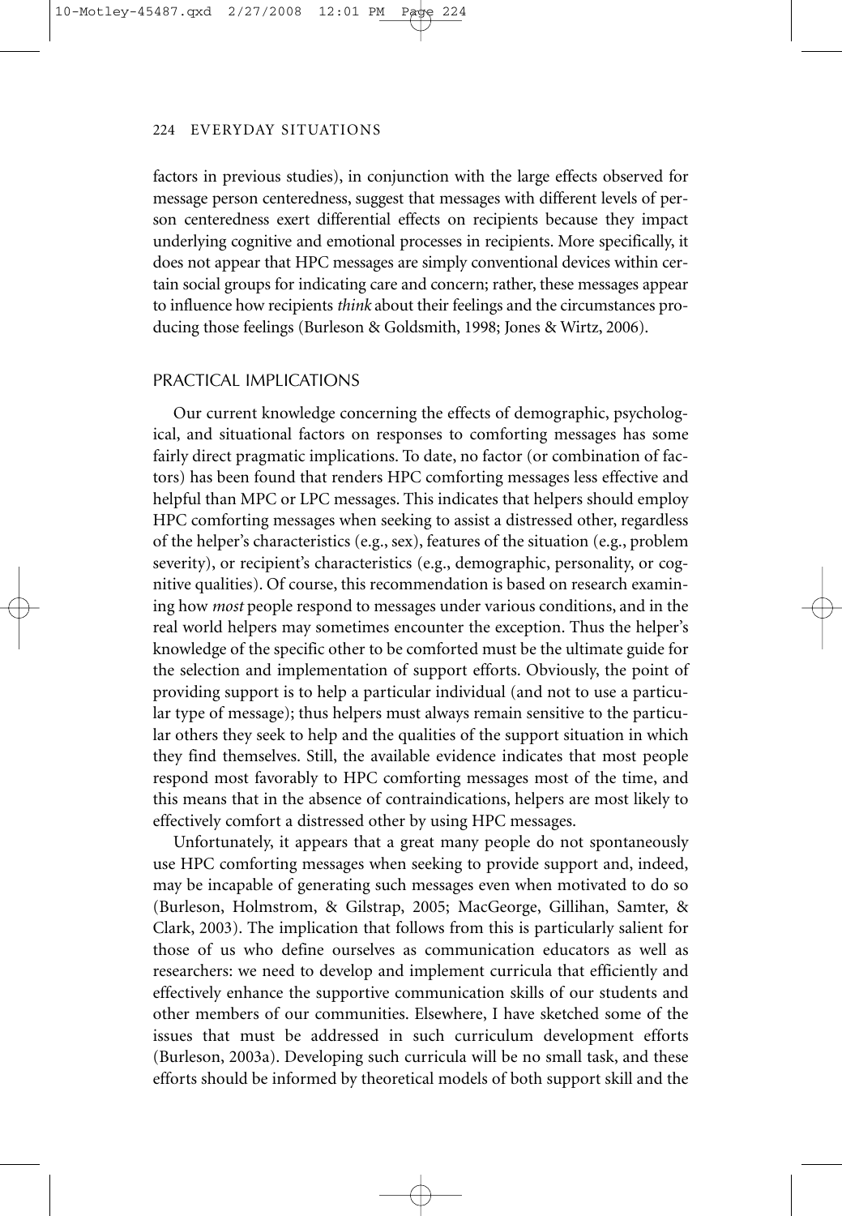factors in previous studies), in conjunction with the large effects observed for message person centeredness, suggest that messages with different levels of person centeredness exert differential effects on recipients because they impact underlying cognitive and emotional processes in recipients. More specifically, it does not appear that HPC messages are simply conventional devices within certain social groups for indicating care and concern; rather, these messages appear to influence how recipients *think* about their feelings and the circumstances producing those feelings (Burleson & Goldsmith, 1998; Jones & Wirtz, 2006).

## PRACTICAL IMPLICATIONS

Our current knowledge concerning the effects of demographic, psychological, and situational factors on responses to comforting messages has some fairly direct pragmatic implications. To date, no factor (or combination of factors) has been found that renders HPC comforting messages less effective and helpful than MPC or LPC messages. This indicates that helpers should employ HPC comforting messages when seeking to assist a distressed other, regardless of the helper's characteristics (e.g., sex), features of the situation (e.g., problem severity), or recipient's characteristics (e.g., demographic, personality, or cognitive qualities). Of course, this recommendation is based on research examining how *most* people respond to messages under various conditions, and in the real world helpers may sometimes encounter the exception. Thus the helper's knowledge of the specific other to be comforted must be the ultimate guide for the selection and implementation of support efforts. Obviously, the point of providing support is to help a particular individual (and not to use a particular type of message); thus helpers must always remain sensitive to the particular others they seek to help and the qualities of the support situation in which they find themselves. Still, the available evidence indicates that most people respond most favorably to HPC comforting messages most of the time, and this means that in the absence of contraindications, helpers are most likely to effectively comfort a distressed other by using HPC messages.

Unfortunately, it appears that a great many people do not spontaneously use HPC comforting messages when seeking to provide support and, indeed, may be incapable of generating such messages even when motivated to do so (Burleson, Holmstrom, & Gilstrap, 2005; MacGeorge, Gillihan, Samter, & Clark, 2003). The implication that follows from this is particularly salient for those of us who define ourselves as communication educators as well as researchers: we need to develop and implement curricula that efficiently and effectively enhance the supportive communication skills of our students and other members of our communities. Elsewhere, I have sketched some of the issues that must be addressed in such curriculum development efforts (Burleson, 2003a). Developing such curricula will be no small task, and these efforts should be informed by theoretical models of both support skill and the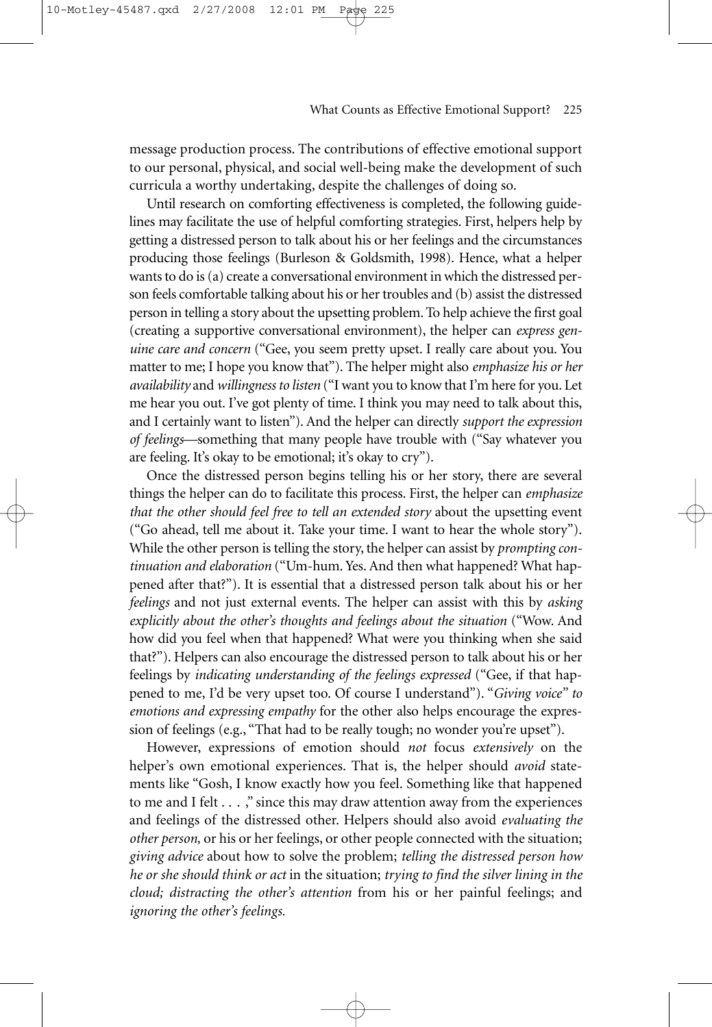message production process. The contributions of effective emotional support to our personal, physical, and social well-being make the development of such curricula a worthy undertaking, despite the challenges of doing so.

Until research on comforting effectiveness is completed, the following guidelines may facilitate the use of helpful comforting strategies. First, helpers help by getting a distressed person to talk about his or her feelings and the circumstances producing those feelings (Burleson & Goldsmith, 1998). Hence, what a helper wants to do is (a) create a conversational environment in which the distressed person feels comfortable talking about his or her troubles and (b) assist the distressed person in telling a story about the upsetting problem. To help achieve the first goal (creating a supportive conversational environment), the helper can *express genuine care and concern* ("Gee, you seem pretty upset. I really care about you. You matter to me; I hope you know that"). The helper might also *emphasize his or her availability* and *willingness to listen* ("I want you to know that I'm here for you. Let me hear you out. I've got plenty of time. I think you may need to talk about this, and I certainly want to listen"). And the helper can directly *support the expression of feelings*—something that many people have trouble with ("Say whatever you are feeling. It's okay to be emotional; it's okay to cry").

Once the distressed person begins telling his or her story, there are several things the helper can do to facilitate this process. First, the helper can *emphasize that the other should feel free to tell an extended story* about the upsetting event ("Go ahead, tell me about it. Take your time. I want to hear the whole story"). While the other person is telling the story, the helper can assist by *prompting continuation and elaboration* ("Um-hum. Yes. And then what happened? What happened after that?"). It is essential that a distressed person talk about his or her *feelings* and not just external events. The helper can assist with this by *asking explicitly about the other's thoughts and feelings about the situation* ("Wow. And how did you feel when that happened? What were you thinking when she said that?"). Helpers can also encourage the distressed person to talk about his or her feelings by *indicating understanding of the feelings expressed* ("Gee, if that happened to me, I'd be very upset too. Of course I understand"). "*Giving voice" to emotions and expressing empathy* for the other also helps encourage the expression of feelings (e.g., "That had to be really tough; no wonder you're upset").

However, expressions of emotion should *not* focus *extensively* on the helper's own emotional experiences. That is, the helper should *avoid* statements like "Gosh, I know exactly how you feel. Something like that happened to me and I felt . . . ," since this may draw attention away from the experiences and feelings of the distressed other. Helpers should also avoid *evaluating the other person,* or his or her feelings, or other people connected with the situation; *giving advice* about how to solve the problem; *telling the distressed person how he or she should think or act* in the situation; *trying to find the silver lining in the cloud; distracting the other's attention* from his or her painful feelings; and *ignoring the other's feelings.*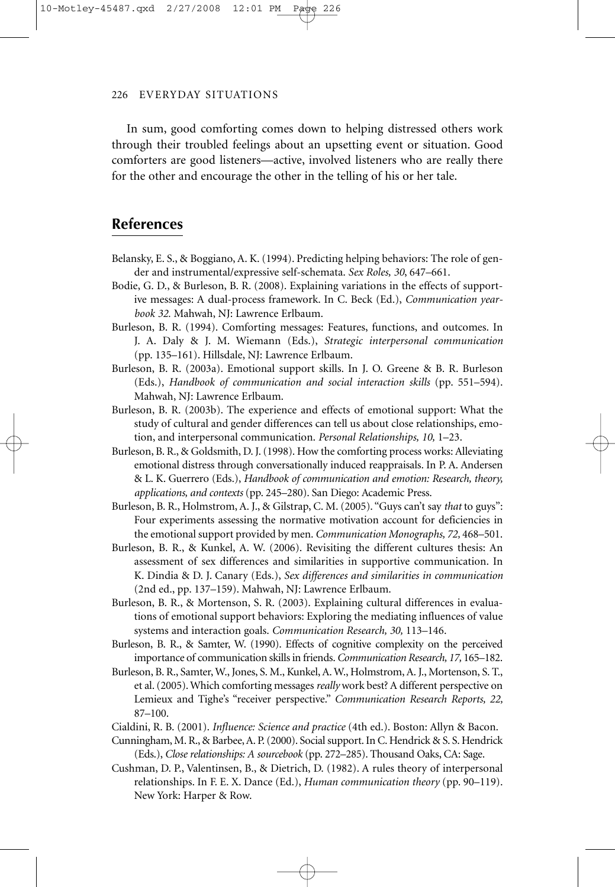In sum, good comforting comes down to helping distressed others work through their troubled feelings about an upsetting event or situation. Good comforters are good listeners—active, involved listeners who are really there for the other and encourage the other in the telling of his or her tale.

## References

Belansky, E. S., & Boggiano, A. K. (1994). Predicting helping behaviors: The role of gender and instrumental/expressive self-schemata. *Sex Roles, 30*, 647–661.

Bodie, G. D., & Burleson, B. R. (2008). Explaining variations in the effects of supportive messages: A dual-process framework. In C. Beck (Ed.), *Communication yearbook 32.* Mahwah, NJ: Lawrence Erlbaum.

Burleson, B. R. (1994). Comforting messages: Features, functions, and outcomes. In J. A. Daly & J. M. Wiemann (Eds.), *Strategic interpersonal communication* (pp. 135–161). Hillsdale, NJ: Lawrence Erlbaum.

Burleson, B. R. (2003a). Emotional support skills. In J. O. Greene & B. R. Burleson (Eds.), *Handbook of communication and social interaction skills* (pp. 551–594). Mahwah, NJ: Lawrence Erlbaum.

Burleson, B. R. (2003b). The experience and effects of emotional support: What the study of cultural and gender differences can tell us about close relationships, emotion, and interpersonal communication. *Personal Relationships, 10,* 1–23.

Burleson, B. R., & Goldsmith, D. J. (1998). How the comforting process works: Alleviating emotional distress through conversationally induced reappraisals. In P. A. Andersen & L. K. Guerrero (Eds.), *Handbook of communication and emotion: Research, theory, applications, and contexts* (pp. 245–280). San Diego: Academic Press.

Burleson, B. R., Holmstrom, A. J., & Gilstrap, C. M. (2005). "Guys can't say *that* to guys": Four experiments assessing the normative motivation account for deficiencies in the emotional support provided by men. *Communication Monographs, 72,* 468–501.

Burleson, B. R., & Kunkel, A. W. (2006). Revisiting the different cultures thesis: An assessment of sex differences and similarities in supportive communication. In K. Dindia & D. J. Canary (Eds.), *Sex differences and similarities in communication* (2nd ed., pp. 137–159). Mahwah, NJ: Lawrence Erlbaum.

Burleson, B. R., & Mortenson, S. R. (2003). Explaining cultural differences in evaluations of emotional support behaviors: Exploring the mediating influences of value systems and interaction goals. *Communication Research, 30,* 113–146.

Burleson, B. R., & Samter, W. (1990). Effects of cognitive complexity on the perceived importance of communication skills in friends. *Communication Research, 17,* 165–182.

Burleson, B. R., Samter, W., Jones, S. M., Kunkel, A. W., Holmstrom, A. J., Mortenson, S. T., et al. (2005). Which comforting messages *really* work best? A different perspective on Lemieux and Tighe's "receiver perspective." *Communication Research Reports, 22,* 87–100.

Cialdini, R. B. (2001). *Influence: Science and practice* (4th ed.). Boston: Allyn & Bacon.

Cunningham, M. R., & Barbee, A. P. (2000). Social support. In C. Hendrick & S. S. Hendrick (Eds.), *Close relationships: A sourcebook* (pp. 272–285). Thousand Oaks, CA: Sage.

Cushman, D. P., Valentinsen, B., & Dietrich, D. (1982). A rules theory of interpersonal relationships. In F. E. X. Dance (Ed.), *Human communication theory* (pp. 90–119). New York: Harper & Row.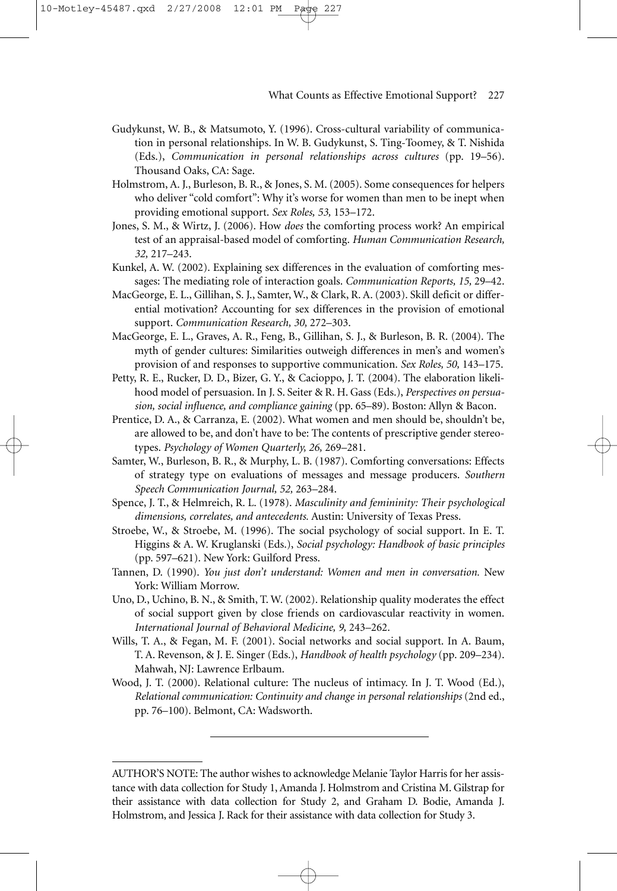Gudykunst, W. B., & Matsumoto, Y. (1996). Cross-cultural variability of communication in personal relationships. In W. B. Gudykunst, S. Ting-Toomey, & T. Nishida (Eds.), *Communication in personal relationships across cultures* (pp. 19–56). Thousand Oaks, CA: Sage.

Holmstrom, A. J., Burleson, B. R., & Jones, S. M. (2005). Some consequences for helpers who deliver "cold comfort": Why it's worse for women than men to be inept when providing emotional support. *Sex Roles, 53,* 153–172.

Jones, S. M., & Wirtz, J. (2006). How *does* the comforting process work? An empirical test of an appraisal-based model of comforting. *Human Communication Research, 32,* 217–243.

Kunkel, A. W. (2002). Explaining sex differences in the evaluation of comforting messages: The mediating role of interaction goals. *Communication Reports, 15,* 29–42.

MacGeorge, E. L., Gillihan, S. J., Samter, W., & Clark, R. A. (2003). Skill deficit or differential motivation? Accounting for sex differences in the provision of emotional support. *Communication Research, 30,* 272–303.

MacGeorge, E. L., Graves, A. R., Feng, B., Gillihan, S. J., & Burleson, B. R. (2004). The myth of gender cultures: Similarities outweigh differences in men's and women's provision of and responses to supportive communication. *Sex Roles, 50,* 143–175.

Petty, R. E., Rucker, D. D., Bizer, G. Y., & Cacioppo, J. T. (2004). The elaboration likelihood model of persuasion. In J. S. Seiter & R. H. Gass (Eds.), *Perspectives on persuasion, social influence, and compliance gaining* (pp. 65–89). Boston: Allyn & Bacon.

Prentice, D. A., & Carranza, E. (2002). What women and men should be, shouldn't be, are allowed to be, and don't have to be: The contents of prescriptive gender stereotypes. *Psychology of Women Quarterly, 26,* 269–281.

Samter, W., Burleson, B. R., & Murphy, L. B. (1987). Comforting conversations: Effects of strategy type on evaluations of messages and message producers. *Southern Speech Communication Journal, 52,* 263–284.

Spence, J. T., & Helmreich, R. L. (1978). *Masculinity and femininity: Their psychological dimensions, correlates, and antecedents.* Austin: University of Texas Press.

Stroebe, W., & Stroebe, M. (1996). The social psychology of social support. In E. T. Higgins & A. W. Kruglanski (Eds.), *Social psychology: Handbook of basic principles* (pp. 597–621). New York: Guilford Press.

Tannen, D. (1990). *You just don't understand: Women and men in conversation.* New York: William Morrow.

Uno, D., Uchino, B. N., & Smith, T. W. (2002). Relationship quality moderates the effect of social support given by close friends on cardiovascular reactivity in women. *International Journal of Behavioral Medicine, 9,* 243–262.

Wills, T. A., & Fegan, M. F. (2001). Social networks and social support. In A. Baum, T. A. Revenson, & J. E. Singer (Eds.), *Handbook of health psychology* (pp. 209–234). Mahwah, NJ: Lawrence Erlbaum.

Wood, J. T. (2000). Relational culture: The nucleus of intimacy. In J. T. Wood (Ed.), *Relational communication: Continuity and change in personal relationships* (2nd ed., pp. 76–100). Belmont, CA: Wadsworth.

---

AUTHOR'S NOTE: The author wishes to acknowledge Melanie Taylor Harris for her assistance with data collection for Study 1, Amanda J. Holmstrom and Cristina M. Gilstrap for their assistance with data collection for Study 2, and Graham D. Bodie, Amanda J. Holmstrom, and Jessica J. Rack for their assistance with data collection for Study 3.